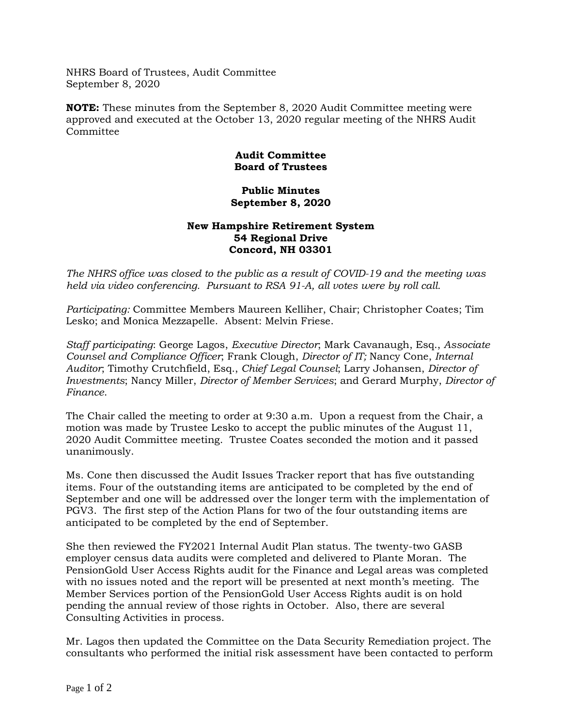NHRS Board of Trustees, Audit Committee
September 8, 2020

**NOTE:** These minutes from the September 8, 2020 Audit Committee meeting were approved and executed at the October 13, 2020 regular meeting of the NHRS Audit Committee

**Audit Committee**
**Board of Trustees**

**Public Minutes**
**September 8, 2020**

**New Hampshire Retirement System**
**54 Regional Drive**
**Concord, NH 03301**

*The NHRS office was closed to the public as a result of COVID-19 and the meeting was held via video conferencing. Pursuant to RSA 91-A, all votes were by roll call.*

*Participating:* Committee Members Maureen Kelliher, Chair; Christopher Coates; Tim Lesko; and Monica Mezzapelle. Absent: Melvin Friese.

*Staff participating*: George Lagos, *Executive Director*; Mark Cavanaugh, Esq., *Associate Counsel and Compliance Officer*; Frank Clough, *Director of IT;* Nancy Cone, *Internal Auditor*; Timothy Crutchfield, Esq., *Chief Legal Counsel*; Larry Johansen, *Director of Investments*; Nancy Miller, *Director of Member Services*; and Gerard Murphy, *Director of Finance*.

The Chair called the meeting to order at 9:30 a.m. Upon a request from the Chair, a motion was made by Trustee Lesko to accept the public minutes of the August 11, 2020 Audit Committee meeting. Trustee Coates seconded the motion and it passed unanimously.

Ms. Cone then discussed the Audit Issues Tracker report that has five outstanding items. Four of the outstanding items are anticipated to be completed by the end of September and one will be addressed over the longer term with the implementation of PGV3. The first step of the Action Plans for two of the four outstanding items are anticipated to be completed by the end of September.

She then reviewed the FY2021 Internal Audit Plan status. The twenty-two GASB employer census data audits were completed and delivered to Plante Moran. The PensionGold User Access Rights audit for the Finance and Legal areas was completed with no issues noted and the report will be presented at next month's meeting. The Member Services portion of the PensionGold User Access Rights audit is on hold pending the annual review of those rights in October. Also, there are several Consulting Activities in process.

Mr. Lagos then updated the Committee on the Data Security Remediation project. The consultants who performed the initial risk assessment have been contacted to perform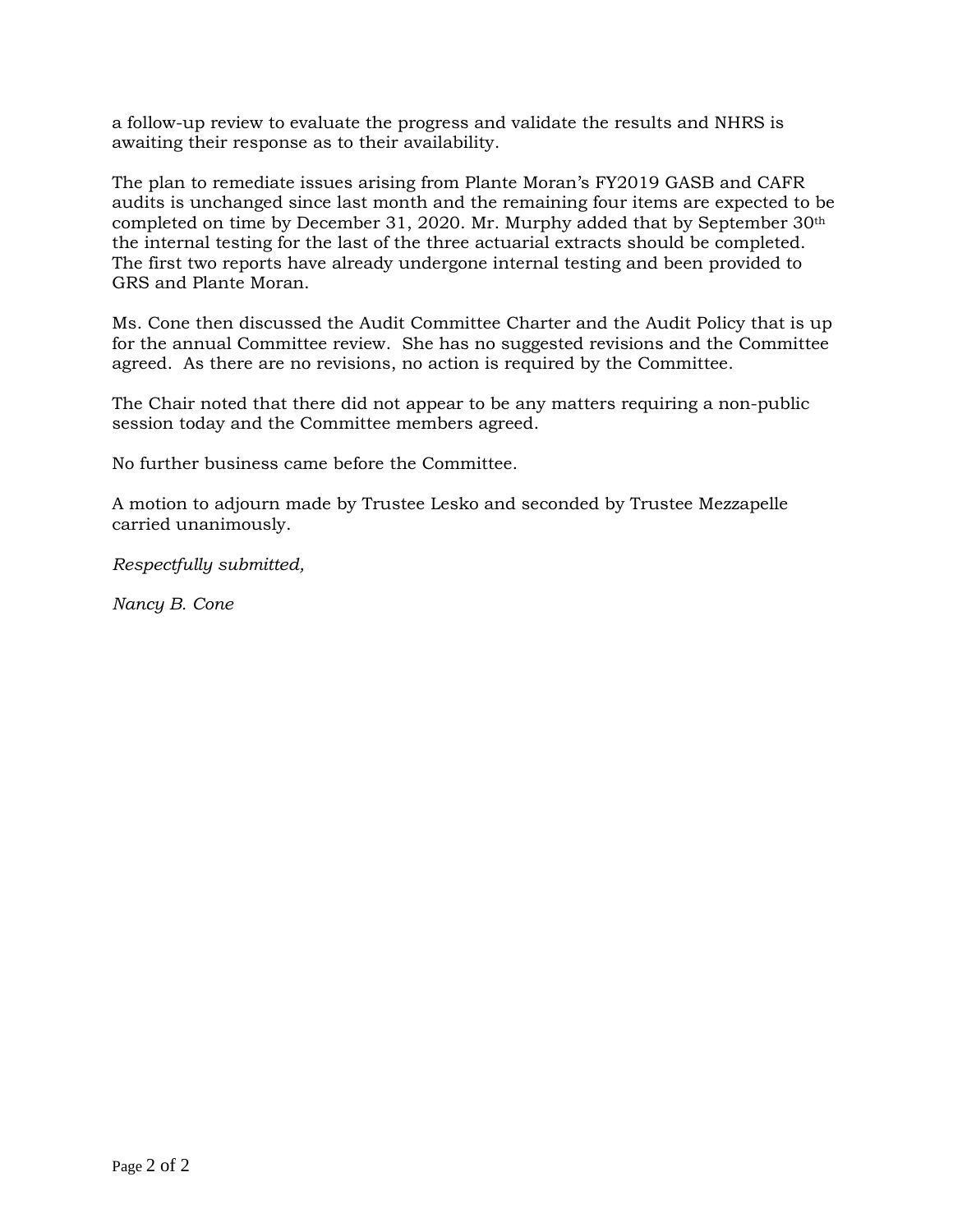a follow-up review to evaluate the progress and validate the results and NHRS is awaiting their response as to their availability.

The plan to remediate issues arising from Plante Moran's FY2019 GASB and CAFR audits is unchanged since last month and the remaining four items are expected to be completed on time by December 31, 2020. Mr. Murphy added that by September 30th the internal testing for the last of the three actuarial extracts should be completed. The first two reports have already undergone internal testing and been provided to GRS and Plante Moran.

Ms. Cone then discussed the Audit Committee Charter and the Audit Policy that is up for the annual Committee review. She has no suggested revisions and the Committee agreed. As there are no revisions, no action is required by the Committee.

The Chair noted that there did not appear to be any matters requiring a non-public session today and the Committee members agreed.

No further business came before the Committee.

A motion to adjourn made by Trustee Lesko and seconded by Trustee Mezzapelle carried unanimously.

*Respectfully submitted,*

*Nancy B. Cone*